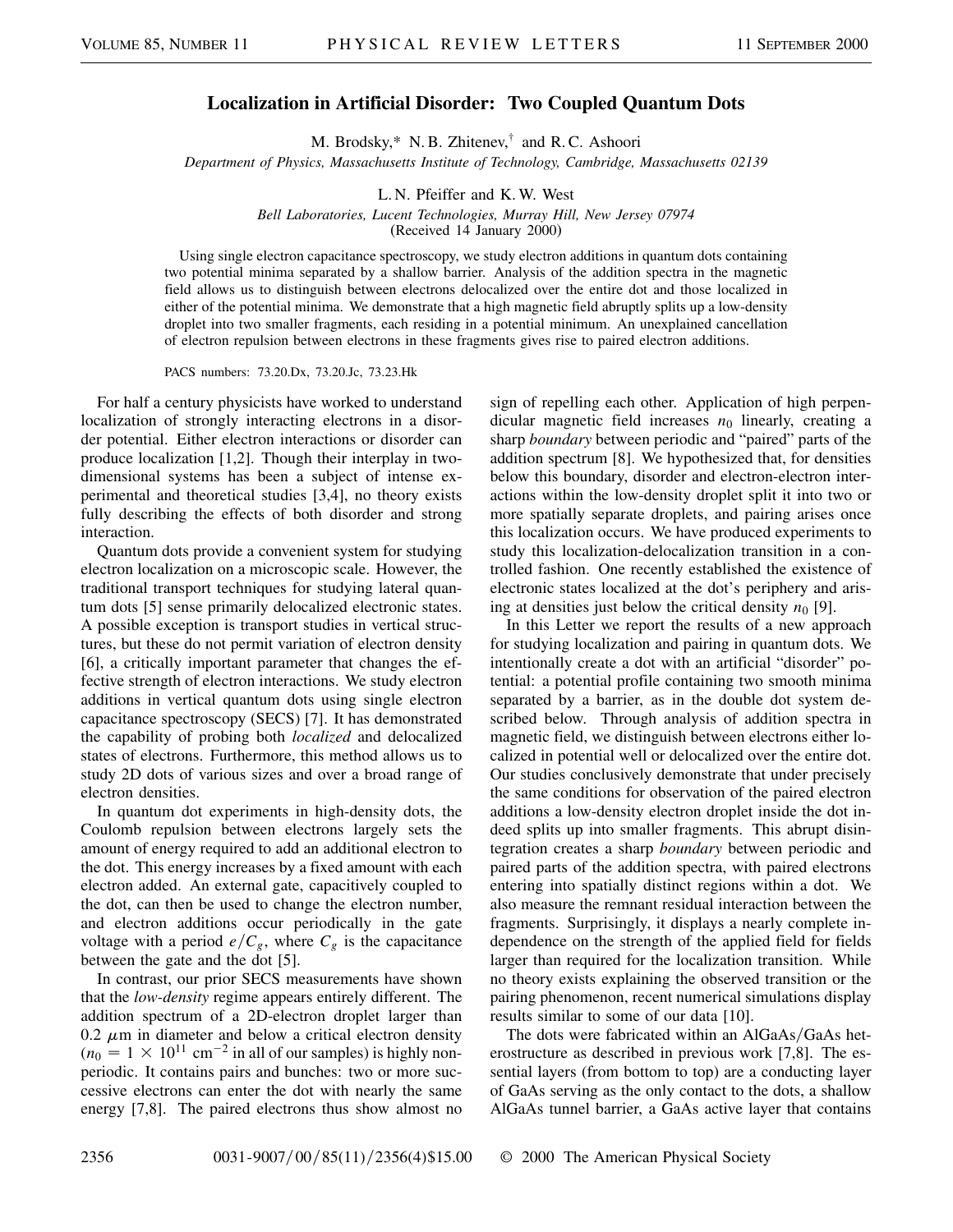# Localization in Artificial Disorder: Two Coupled Quantum Dots

M. Brodsky,* N. B. Zhitenev,† and R. C. Ashoori

*Department of Physics, Massachusetts Institute of Technology, Cambridge, Massachusetts 02139*

L. N. Pfeiffer and K. W. West

*Bell Laboratories, Lucent Technologies, Murray Hill, New Jersey 07974*

(Received 14 January 2000)

Using single electron capacitance spectroscopy, we study electron additions in quantum dots containing two potential minima separated by a shallow barrier. Analysis of the addition spectra in the magnetic field allows us to distinguish between electrons delocalized over the entire dot and those localized in either of the potential minima. We demonstrate that a high magnetic field abruptly splits up a low-density droplet into two smaller fragments, each residing in a potential minimum. An unexplained cancellation of electron repulsion between electrons in these fragments gives rise to paired electron additions.

PACS numbers: 73.20.Dx, 73.20.Jc, 73.23.Hk

For half a century physicists have worked to understand localization of strongly interacting electrons in a disorder potential. Either electron interactions or disorder can produce localization [1,2]. Though their interplay in two-dimensional systems has been a subject of intense experimental and theoretical studies [3,4], no theory exists fully describing the effects of both disorder and strong interaction.

Quantum dots provide a convenient system for studying electron localization on a microscopic scale. However, the traditional transport techniques for studying lateral quantum dots [5] sense primarily delocalized electronic states. A possible exception is transport studies in vertical structures, but these do not permit variation of electron density [6], a critically important parameter that changes the effective strength of electron interactions. We study electron additions in vertical quantum dots using single electron capacitance spectroscopy (SECS) [7]. It has demonstrated the capability of probing both *localized* and delocalized states of electrons. Furthermore, this method allows us to study 2D dots of various sizes and over a broad range of electron densities.

In quantum dot experiments in high-density dots, the Coulomb repulsion between electrons largely sets the amount of energy required to add an additional electron to the dot. This energy increases by a fixed amount with each electron added. An external gate, capacitively coupled to the dot, can then be used to change the electron number, and electron additions occur periodically in the gate voltage with a period $e/C_g$, where $C_g$ is the capacitance between the gate and the dot [5].

In contrast, our prior SECS measurements have shown that the *low-density* regime appears entirely different. The addition spectrum of a 2D-electron droplet larger than 0.2 $\mu$m in diameter and below a critical electron density ($n_0 = 1 \times 10^{11}$ cm$^{-2}$ in all of our samples) is highly nonperiodic. It contains pairs and bunches: two or more successive electrons can enter the dot with nearly the same energy [7,8]. The paired electrons thus show almost no sign of repelling each other. Application of high perpendicular magnetic field increases $n_0$ linearly, creating a sharp *boundary* between periodic and "paired" parts of the addition spectrum [8]. We hypothesized that, for densities below this boundary, disorder and electron-electron interactions within the low-density droplet split it into two or more spatially separate droplets, and pairing arises once this localization occurs. We have produced experiments to study this localization-delocalization transition in a controlled fashion. One recently established the existence of electronic states localized at the dot's periphery and arising at densities just below the critical density $n_0$ [9].

In this Letter we report the results of a new approach for studying localization and pairing in quantum dots. We intentionally create a dot with an artificial "disorder" potential: a potential profile containing two smooth minima separated by a barrier, as in the double dot system described below. Through analysis of addition spectra in magnetic field, we distinguish between electrons either localized in potential well or delocalized over the entire dot. Our studies conclusively demonstrate that under precisely the same conditions for observation of the paired electron additions a low-density electron droplet inside the dot indeed splits up into smaller fragments. This abrupt disintegration creates a sharp *boundary* between periodic and paired parts of the addition spectra, with paired electrons entering into spatially distinct regions within a dot. We also measure the remnant residual interaction between the fragments. Surprisingly, it displays a nearly complete independence on the strength of the applied field for fields larger than required for the localization transition. While no theory exists explaining the observed transition or the pairing phenomenon, recent numerical simulations display results similar to some of our data [10].

The dots were fabricated within an AlGaAs/GaAs heterostructure as described in previous work [7,8]. The essential layers (from bottom to top) are a conducting layer of GaAs serving as the only contact to the dots, a shallow AlGaAs tunnel barrier, a GaAs active layer that contains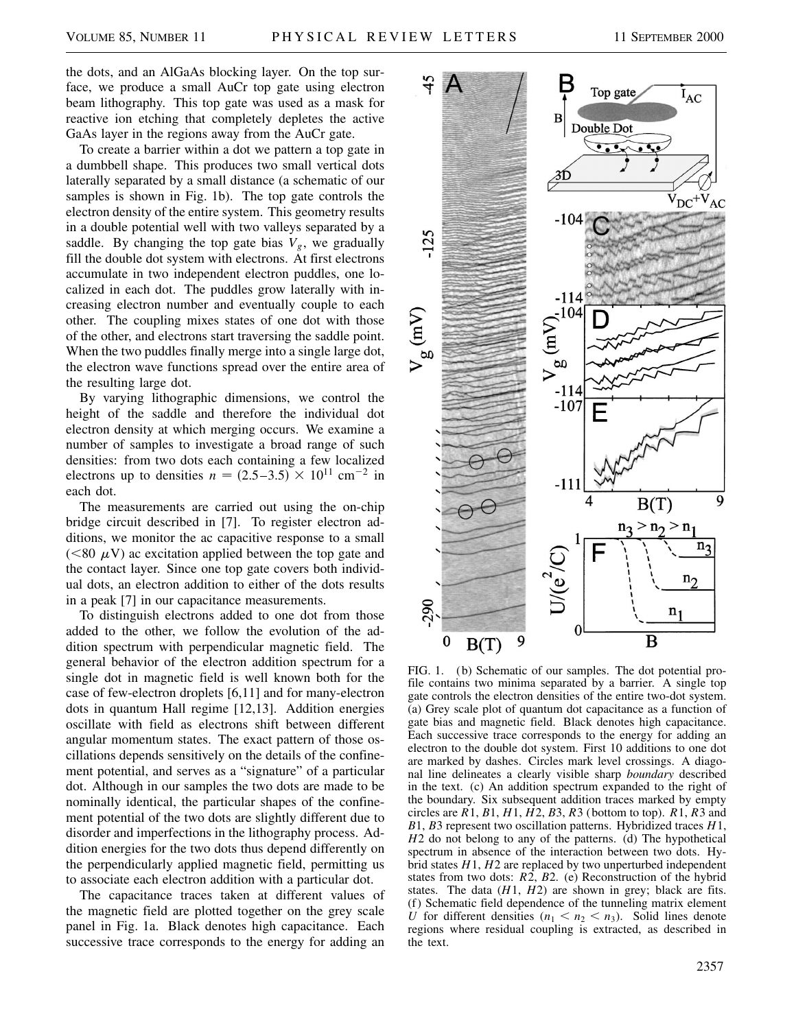the dots, and an AlGaAs blocking layer. On the top surface, we produce a small AuCr top gate using electron beam lithography. This top gate was used as a mask for reactive ion etching that completely depletes the active GaAs layer in the regions away from the AuCr gate.

To create a barrier within a dot we pattern a top gate in a dumbbell shape. This produces two small vertical dots laterally separated by a small distance (a schematic of our samples is shown in Fig. 1b). The top gate controls the electron density of the entire system. This geometry results in a double potential well with two valleys separated by a saddle. By changing the top gate bias $V_g$, we gradually fill the double dot system with electrons. At first electrons accumulate in two independent electron puddles, one localized in each dot. The puddles grow laterally with increasing electron number and eventually couple to each other. The coupling mixes states of one dot with those of the other, and electrons start traversing the saddle point. When the two puddles finally merge into a single large dot, the electron wave functions spread over the entire area of the resulting large dot.

By varying lithographic dimensions, we control the height of the saddle and therefore the individual dot electron density at which merging occurs. We examine a number of samples to investigate a broad range of such densities: from two dots each containing a few localized electrons up to densities $n = (2.5\text{–}3.5) \times 10^{11}\ \mathrm{cm}^{-2}$ in each dot.

The measurements are carried out using the on-chip bridge circuit described in [7]. To register electron additions, we monitor the ac capacitive response to a small ($<80\ \mu\mathrm{V}$) ac excitation applied between the top gate and the contact layer. Since one top gate covers both individual dots, an electron addition to either of the dots results in a peak [7] in our capacitance measurements.

To distinguish electrons added to one dot from those added to the other, we follow the evolution of the addition spectrum with perpendicular magnetic field. The general behavior of the electron addition spectrum for a single dot in magnetic field is well known both for the case of few-electron droplets [6,11] and for many-electron dots in quantum Hall regime [12,13]. Addition energies oscillate with field as electrons shift between different angular momentum states. The exact pattern of those oscillations depends sensitively on the details of the confinement potential, and serves as a "signature" of a particular dot. Although in our samples the two dots are made to be nominally identical, the particular shapes of the confinement potential of the two dots are slightly different due to disorder and imperfections in the lithography process. Addition energies for the two dots thus depend differently on the perpendicularly applied magnetic field, permitting us to associate each electron addition with a particular dot.

The capacitance traces taken at different values of the magnetic field are plotted together on the grey scale panel in Fig. 1a. Black denotes high capacitance. Each successive trace corresponds to the energy for adding an

FIG. 1. (b) Schematic of our samples. The dot potential profile contains two minima separated by a barrier. A single top gate controls the electron densities of the entire two-dot system. (a) Grey scale plot of quantum dot capacitance as a function of gate bias and magnetic field. Black denotes high capacitance. Each successive trace corresponds to the energy for adding an electron to the double dot system. First 10 additions to one dot are marked by dashes. Circles mark level crossings. A diagonal line delineates a clearly visible sharp *boundary* described in the text. (c) An addition spectrum expanded to the right of the boundary. Six subsequent addition traces marked by empty circles are $R1$, $B1$, $H1$, $H2$, $B3$, $R3$ (bottom to top). $R1$, $R3$ and $B1$, $B3$ represent two oscillation patterns. Hybridized traces $H1$, $H2$ do not belong to any of the patterns. (d) The hypothetical spectrum in absence of the interaction between two dots. Hybrid states $H1$, $H2$ are replaced by two unperturbed independent states from two dots: $R2$, $B2$. (e) Reconstruction of the hybrid states. The data ($H1$, $H2$) are shown in grey; black are fits. (f) Schematic field dependence of the tunneling matrix element $U$ for different densities ($n_1 < n_2 < n_3$). Solid lines denote regions where residual coupling is extracted, as described in the text.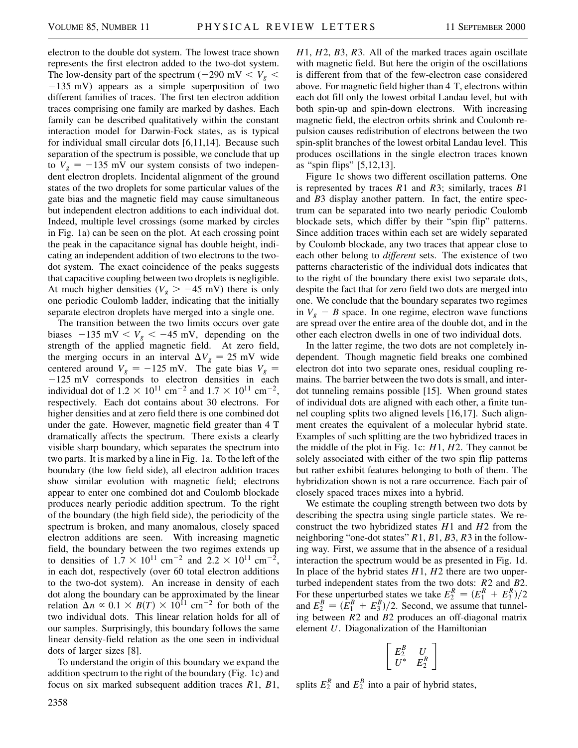electron to the double dot system. The lowest trace shown represents the first electron added to the two-dot system. The low-density part of the spectrum ($-290$ mV $< V_g <$ $-135$ mV) appears as a simple superposition of two different families of traces. The first ten electron addition traces comprising one family are marked by dashes. Each family can be described qualitatively within the constant interaction model for Darwin-Fock states, as is typical for individual small circular dots [6,11,14]. Because such separation of the spectrum is possible, we conclude that up to $V_g = -135$ mV our system consists of two independent electron droplets. Incidental alignment of the ground states of the two droplets for some particular values of the gate bias and the magnetic field may cause simultaneous but independent electron additions to each individual dot. Indeed, multiple level crossings (some marked by circles in Fig. 1a) can be seen on the plot. At each crossing point the peak in the capacitance signal has double height, indicating an independent addition of two electrons to the two-dot system. The exact coincidence of the peaks suggests that capacitive coupling between two droplets is negligible. At much higher densities ($V_g > -45$ mV) there is only one periodic Coulomb ladder, indicating that the initially separate electron droplets have merged into a single one.

The transition between the two limits occurs over gate biases $-135$ mV $< V_g < -45$ mV, depending on the strength of the applied magnetic field. At zero field, the merging occurs in an interval $\Delta V_g = 25$ mV wide centered around $V_g = -125$ mV. The gate bias $V_g =$ $-125$ mV corresponds to electron densities in each individual dot of $1.2 \times 10^{11}$ cm$^{-2}$ and $1.7 \times 10^{11}$ cm$^{-2}$, respectively. Each dot contains about 30 electrons. For higher densities and at zero field there is one combined dot under the gate. However, magnetic field greater than 4 T dramatically affects the spectrum. There exists a clearly visible sharp boundary, which separates the spectrum into two parts. It is marked by a line in Fig. 1a. To the left of the boundary (the low field side), all electron addition traces show similar evolution with magnetic field; electrons appear to enter one combined dot and Coulomb blockade produces nearly periodic addition spectrum. To the right of the boundary (the high field side), the periodicity of the spectrum is broken, and many anomalous, closely spaced electron additions are seen. With increasing magnetic field, the boundary between the two regimes extends up to densities of $1.7 \times 10^{11}$ cm$^{-2}$ and $2.2 \times 10^{11}$ cm$^{-2}$, in each dot, respectively (over 60 total electron additions to the two-dot system). An increase in density of each dot along the boundary can be approximated by the linear relation $\Delta n \propto 0.1 \times B(T) \times 10^{11}$ cm$^{-2}$ for both of the two individual dots. This linear relation holds for all of our samples. Surprisingly, this boundary follows the same linear density-field relation as the one seen in individual dots of larger sizes [8].

To understand the origin of this boundary we expand the addition spectrum to the right of the boundary (Fig. 1c) and focus on six marked subsequent addition traces $R1$, $B1$, $H1$, $H2$, $B3$, $R3$. All of the marked traces again oscillate with magnetic field. But here the origin of the oscillations is different from that of the few-electron case considered above. For magnetic field higher than 4 T, electrons within each dot fill only the lowest orbital Landau level, but with both spin-up and spin-down electrons. With increasing magnetic field, the electron orbits shrink and Coulomb repulsion causes redistribution of electrons between the two spin-split branches of the lowest orbital Landau level. This produces oscillations in the single electron traces known as "spin flips" [5,12,13].

Figure 1c shows two different oscillation patterns. One is represented by traces $R1$ and $R3$; similarly, traces $B1$ and $B3$ display another pattern. In fact, the entire spectrum can be separated into two nearly periodic Coulomb blockade sets, which differ by their "spin flip" patterns. Since addition traces within each set are widely separated by Coulomb blockade, any two traces that appear close to each other belong to *different* sets. The existence of two patterns characteristic of the individual dots indicates that to the right of the boundary there exist two separate dots, despite the fact that for zero field two dots are merged into one. We conclude that the boundary separates two regimes in $V_g - B$ space. In one regime, electron wave functions are spread over the entire area of the double dot, and in the other each electron dwells in one of two individual dots.

In the latter regime, the two dots are not completely independent. Though magnetic field breaks one combined electron dot into two separate ones, residual coupling remains. The barrier between the two dots is small, and interdot tunneling remains possible [15]. When ground states of individual dots are aligned with each other, a finite tunnel coupling splits two aligned levels [16,17]. Such alignment creates the equivalent of a molecular hybrid state. Examples of such splitting are the two hybridized traces in the middle of the plot in Fig. 1c: $H1$, $H2$. They cannot be solely associated with either of the two spin flip patterns but rather exhibit features belonging to both of them. The hybridization shown is not a rare occurrence. Each pair of closely spaced traces mixes into a hybrid.

We estimate the coupling strength between two dots by describing the spectra using single particle states. We reconstruct the two hybridized states $H1$ and $H2$ from the neighboring "one-dot states" $R1$, $B1$, $B3$, $R3$ in the following way. First, we assume that in the absence of a residual interaction the spectrum would be as presented in Fig. 1d. In place of the hybrid states $H1$, $H2$ there are two unperturbed independent states from the two dots: $R2$ and $B2$. For these unperturbed states we take $E_2^R = (E_1^R + E_3^R)/2$ and $E_2^B = (E_1^B + E_3^B)/2$. Second, we assume that tunneling between $R2$ and $B2$ produces an off-diagonal matrix element $U$. Diagonalization of the Hamiltonian

$$\begin{bmatrix} E_2^B & U \\ U^* & E_2^R \end{bmatrix}$$

splits $E_2^R$ and $E_2^B$ into a pair of hybrid states,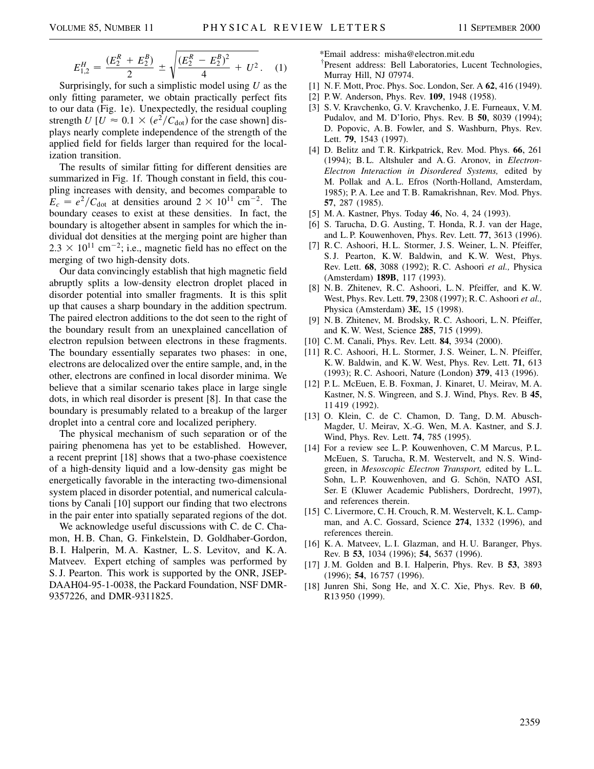$$E_{1,2}^H = \frac{(E_2^R + E_2^B)}{2} \pm \sqrt{\frac{(E_2^R - E_2^B)^2}{4} + U^2}. \quad (1)$$

Surprisingly, for such a simplistic model using $U$ as the only fitting parameter, we obtain practically perfect fits to our data (Fig. 1e). Unexpectedly, the residual coupling strength $U$ [$U \approx 0.1 \times (e^2/C_{\mathrm{dot}})$ for the case shown] displays nearly complete independence of the strength of the applied field for fields larger than required for the localization transition.

The results of similar fitting for different densities are summarized in Fig. 1f. Though constant in field, this coupling increases with density, and becomes comparable to $E_c = e^2/C_{\mathrm{dot}}$ at densities around $2 \times 10^{11}$ cm$^{-2}$. The boundary ceases to exist at these densities. In fact, the boundary is altogether absent in samples for which the individual dot densities at the merging point are higher than $2.3 \times 10^{11}$ cm$^{-2}$; i.e., magnetic field has no effect on the merging of two high-density dots.

Our data convincingly establish that high magnetic field abruptly splits a low-density electron droplet placed in disorder potential into smaller fragments. It is this split up that causes a sharp boundary in the addition spectrum. The paired electron additions to the dot seen to the right of the boundary result from an unexplained cancellation of electron repulsion between electrons in these fragments. The boundary essentially separates two phases: in one, electrons are delocalized over the entire sample, and, in the other, electrons are confined in local disorder minima. We believe that a similar scenario takes place in large single dots, in which real disorder is present [8]. In that case the boundary is presumably related to a breakup of the larger droplet into a central core and localized periphery.

The physical mechanism of such separation or of the pairing phenomena has yet to be established. However, a recent preprint [18] shows that a two-phase coexistence of a high-density liquid and a low-density gas might be energetically favorable in the interacting two-dimensional system placed in disorder potential, and numerical calculations by Canali [10] support our finding that two electrons in the pair enter into spatially separated regions of the dot.

We acknowledge useful discussions with C. de C. Chamon, H. B. Chan, G. Finkelstein, D. Goldhaber-Gordon, B. I. Halperin, M. A. Kastner, L. S. Levitov, and K. A. Matveev. Expert etching of samples was performed by S. J. Pearton. This work is supported by the ONR, JSEP-DAAH04-95-1-0038, the Packard Foundation, NSF DMR-9357226, and DMR-9311825.

*Email address: misha@electron.mit.edu

†Present address: Bell Laboratories, Lucent Technologies, Murray Hill, NJ 07974.

[1] N. F. Mott, Proc. Phys. Soc. London, Ser. A **62**, 416 (1949).

[2] P. W. Anderson, Phys. Rev. **109**, 1948 (1958).

[3] S. V. Kravchenko, G. V. Kravchenko, J. E. Furneaux, V. M. Pudalov, and M. D'Iorio, Phys. Rev. B **50**, 8039 (1994); D. Popovic, A. B. Fowler, and S. Washburn, Phys. Rev. Lett. **79**, 1543 (1997).

[4] D. Belitz and T. R. Kirkpatrick, Rev. Mod. Phys. **66**, 261 (1994); B. L. Altshuler and A. G. Aronov, in *Electron-Electron Interaction in Disordered Systems,* edited by M. Pollak and A. L. Efros (North-Holland, Amsterdam, 1985); P. A. Lee and T. B. Ramakrishnan, Rev. Mod. Phys. **57**, 287 (1985).

[5] M. A. Kastner, Phys. Today **46**, No. 4, 24 (1993).

[6] S. Tarucha, D. G. Austing, T. Honda, R. J. van der Hage, and L. P. Kouwenhoven, Phys. Rev. Lett. **77**, 3613 (1996).

[7] R. C. Ashoori, H. L. Stormer, J. S. Weiner, L. N. Pfeiffer, S. J. Pearton, K. W. Baldwin, and K. W. West, Phys. Rev. Lett. **68**, 3088 (1992); R. C. Ashoori *et al.,* Physica (Amsterdam) **189B**, 117 (1993).

[8] N. B. Zhitenev, R. C. Ashoori, L. N. Pfeiffer, and K. W. West, Phys. Rev. Lett. **79**, 2308 (1997); R. C. Ashoori *et al.,* Physica (Amsterdam) **3E**, 15 (1998).

[9] N. B. Zhitenev, M. Brodsky, R. C. Ashoori, L. N. Pfeiffer, and K. W. West, Science **285**, 715 (1999).

[10] C. M. Canali, Phys. Rev. Lett. **84**, 3934 (2000).

[11] R. C. Ashoori, H. L. Stormer, J. S. Weiner, L. N. Pfeiffer, K. W. Baldwin, and K. W. West, Phys. Rev. Lett. **71**, 613 (1993); R. C. Ashoori, Nature (London) **379**, 413 (1996).

[12] P. L. McEuen, E. B. Foxman, J. Kinaret, U. Meirav, M. A. Kastner, N. S. Wingreen, and S. J. Wind, Phys. Rev. B **45**, 11 419 (1992).

[13] O. Klein, C. de C. Chamon, D. Tang, D. M. Abusch-Magder, U. Meirav, X.-G. Wen, M. A. Kastner, and S. J. Wind, Phys. Rev. Lett. **74**, 785 (1995).

[14] For a review see L. P. Kouwenhoven, C. M Marcus, P. L. McEuen, S. Tarucha, R. M. Westervelt, and N. S. Wingreen, in *Mesoscopic Electron Transport,* edited by L. L. Sohn, L. P. Kouwenhoven, and G. Schön, NATO ASI, Ser. E (Kluwer Academic Publishers, Dordrecht, 1997), and references therein.

[15] C. Livermore, C. H. Crouch, R. M. Westervelt, K. L. Campman, and A. C. Gossard, Science **274**, 1332 (1996), and references therein.

[16] K. A. Matveev, L. I. Glazman, and H. U. Baranger, Phys. Rev. B **53**, 1034 (1996); **54**, 5637 (1996).

[17] J. M. Golden and B. I. Halperin, Phys. Rev. B **53**, 3893 (1996); **54**, 16 757 (1996).

[18] Junren Shi, Song He, and X. C. Xie, Phys. Rev. B **60**, R13 950 (1999).